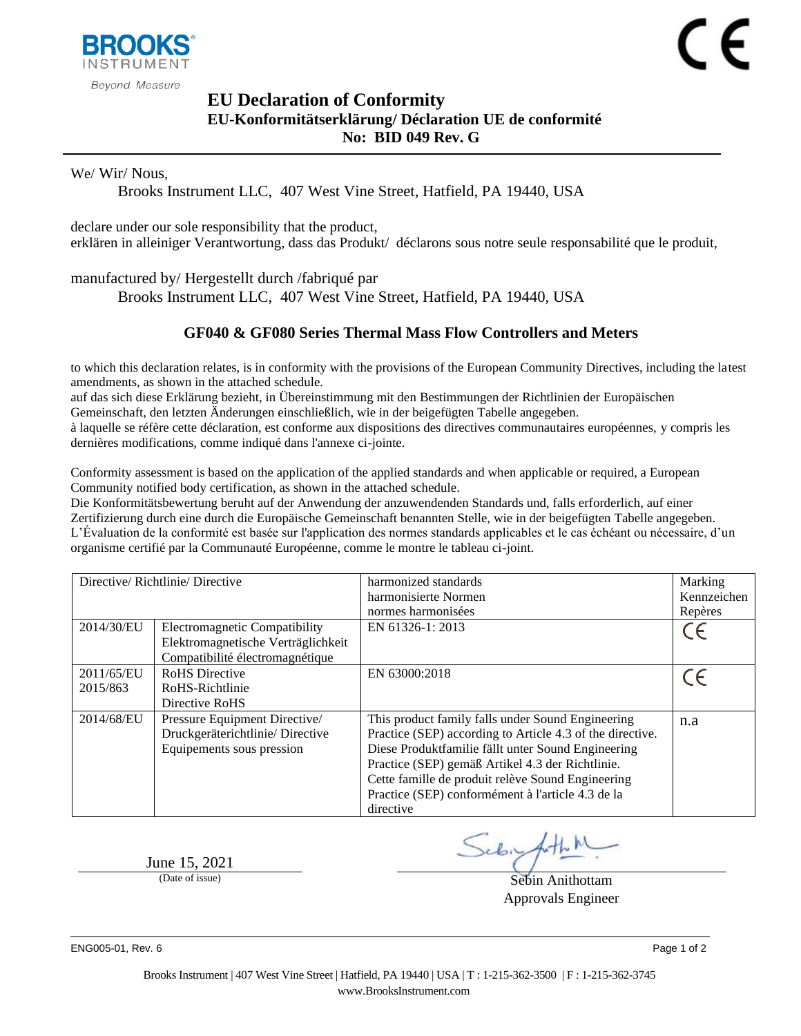# EU Declaration of Conformity

## EU-Konformitätserklärung/ Déclaration UE de conformité

## No: BID 049 Rev. G

We/ Wir/ Nous,

Brooks Instrument LLC, 407 West Vine Street, Hatfield, PA 19440, USA

declare under our sole responsibility that the product,
erklären in alleiniger Verantwortung, dass das Produkt/ déclarons sous notre seule responsabilité que le produit,

manufactured by/ Hergestellt durch /fabriqué par

Brooks Instrument LLC, 407 West Vine Street, Hatfield, PA 19440, USA

### GF040 & GF080 Series Thermal Mass Flow Controllers and Meters

to which this declaration relates, is in conformity with the provisions of the European Community Directives, including the latest amendments, as shown in the attached schedule.
auf das sich diese Erklärung bezieht, in Übereinstimmung mit den Bestimmungen der Richtlinien der Europäischen Gemeinschaft, den letzten Änderungen einschließlich, wie in der beigefügten Tabelle angegeben.
à laquelle se réfère cette déclaration, est conforme aux dispositions des directives communautaires européennes, y compris les dernières modifications, comme indiqué dans l'annexe ci-jointe.

Conformity assessment is based on the application of the applied standards and when applicable or required, a European Community notified body certification, as shown in the attached schedule.
Die Konformitätsbewertung beruht auf der Anwendung der anzuwendenden Standards und, falls erforderlich, auf einer Zertifizierung durch eine durch die Europäische Gemeinschaft benannten Stelle, wie in der beigefügten Tabelle angegeben.
L'Évaluation de la conformité est basée sur l'application des normes standards applicables et le cas échéant ou nécessaire, d'un organisme certifié par la Communauté Européenne, comme le montre le tableau ci-joint.

| Directive/ Richtlinie/ Directive | | harmonized standards<br>harmonisierte Normen<br>normes harmonisées | Marking<br>Kennzeichen<br>Repères |
|---|---|---|---|
| 2014/30/EU | Electromagnetic Compatibility<br>Elektromagnetische Verträglichkeit<br>Compatibilité électromagnétique | EN 61326-1: 2013 | CE |
| 2011/65/EU<br>2015/863 | RoHS Directive<br>RoHS-Richtlinie<br>Directive RoHS | EN 63000:2018 | CE |
| 2014/68/EU | Pressure Equipment Directive/<br>Druckgeräterichtlinie/ Directive Equipements sous pression | This product family falls under Sound Engineering Practice (SEP) according to Article 4.3 of the directive.<br>Diese Produktfamilie fällt unter Sound Engineering Practice (SEP) gemäß Artikel 4.3 der Richtlinie.<br>Cette famille de produit relève Sound Engineering Practice (SEP) conformément à l'article 4.3 de la directive | n.a |

June 15, 2021
(Date of issue)

Sebin Anithottam
Approvals Engineer

ENG005-01, Rev. 6

Brooks Instrument | 407 West Vine Street | Hatfield, PA 19440 | USA | T : 1-215-362-3500 | F : 1-215-362-3745
www.BrooksInstrument.com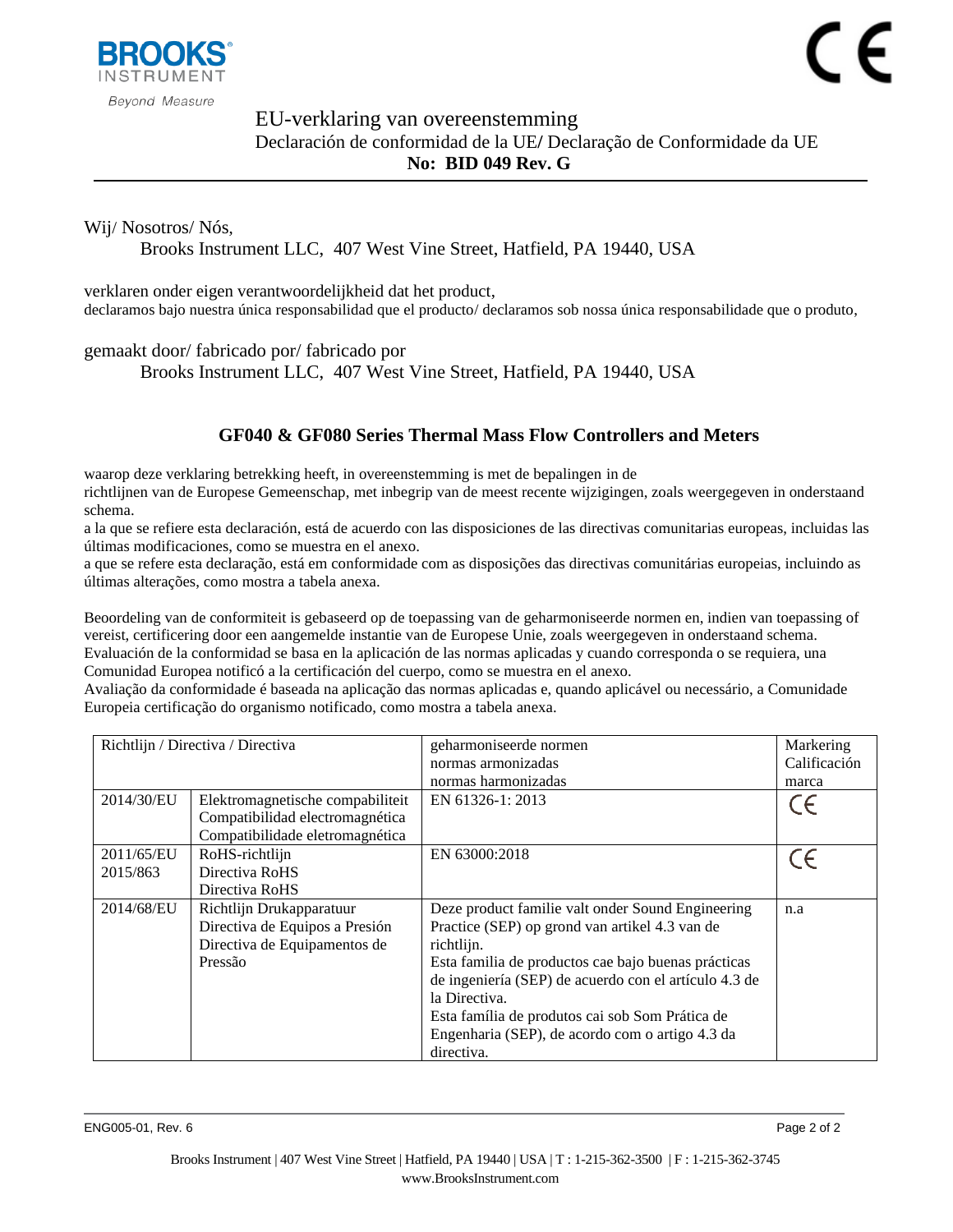# EU-verklaring van overeenstemming

Declaración de conformidad de la UE/ Declaração de Conformidade da UE

**No: BID 049 Rev. G**

Wij/ Nosotros/ Nós,

Brooks Instrument LLC, 407 West Vine Street, Hatfield, PA 19440, USA

verklaren onder eigen verantwoordelijkheid dat het product,
declaramos bajo nuestra única responsabilidad que el producto/ declaramos sob nossa única responsabilidade que o produto,

gemaakt door/ fabricado por/ fabricado por

Brooks Instrument LLC, 407 West Vine Street, Hatfield, PA 19440, USA

## GF040 & GF080 Series Thermal Mass Flow Controllers and Meters

waarop deze verklaring betrekking heeft, in overeenstemming is met de bepalingen in de richtlijnen van de Europese Gemeenschap, met inbegrip van de meest recente wijzigingen, zoals weergegeven in onderstaand schema.
a la que se refiere esta declaración, está de acuerdo con las disposiciones de las directivas comunitarias europeas, incluidas las últimas modificaciones, como se muestra en el anexo.
a que se refere esta declaração, está em conformidade com as disposições das directivas comunitárias europeias, incluindo as últimas alterações, como mostra a tabela anexa.

Beoordeling van de conformiteit is gebaseerd op de toepassing van de geharmoniseerde normen en, indien van toepassing of vereist, certificering door een aangemelde instantie van de Europese Unie, zoals weergegeven in onderstaand schema.
Evaluación de la conformidad se basa en la aplicación de las normas aplicadas y cuando corresponda o se requiera, una Comunidad Europea notificó a la certificación del cuerpo, como se muestra en el anexo.
Avaliação da conformidade é baseada na aplicação das normas aplicadas e, quando aplicável ou necessário, a Comunidade Europeia certificação do organismo notificado, como mostra a tabela anexa.

| Richtlijn / Directiva / Directiva | | geharmoniseerde normen<br>normas armonizadas<br>normas harmonizadas | Markering<br>Calificación<br>marca |
|---|---|---|---|
| 2014/30/EU | Elektromagnetische compabiliteit<br>Compatibilidad electromagnética<br>Compatibilidade eletromagnética | EN 61326-1: 2013 | CE |
| 2011/65/EU<br>2015/863 | RoHS-richtlijn<br>Directiva RoHS<br>Directiva RoHS | EN 63000:2018 | CE |
| 2014/68/EU | Richtlijn Drukapparatuur<br>Directiva de Equipos a Presión<br>Directiva de Equipamentos de Pressão | Deze product familie valt onder Sound Engineering Practice (SEP) op grond van artikel 4.3 van de richtlijn.<br>Esta familia de productos cae bajo buenas prácticas de ingeniería (SEP) de acuerdo con el artículo 4.3 de la Directiva.<br>Esta família de produtos cai sob Som Prática de Engenharia (SEP), de acordo com o artigo 4.3 da directiva. | n.a |

ENG005-01, Rev. 6

Brooks Instrument | 407 West Vine Street | Hatfield, PA 19440 | USA | T : 1-215-362-3500 | F : 1-215-362-3745
www.BrooksInstrument.com